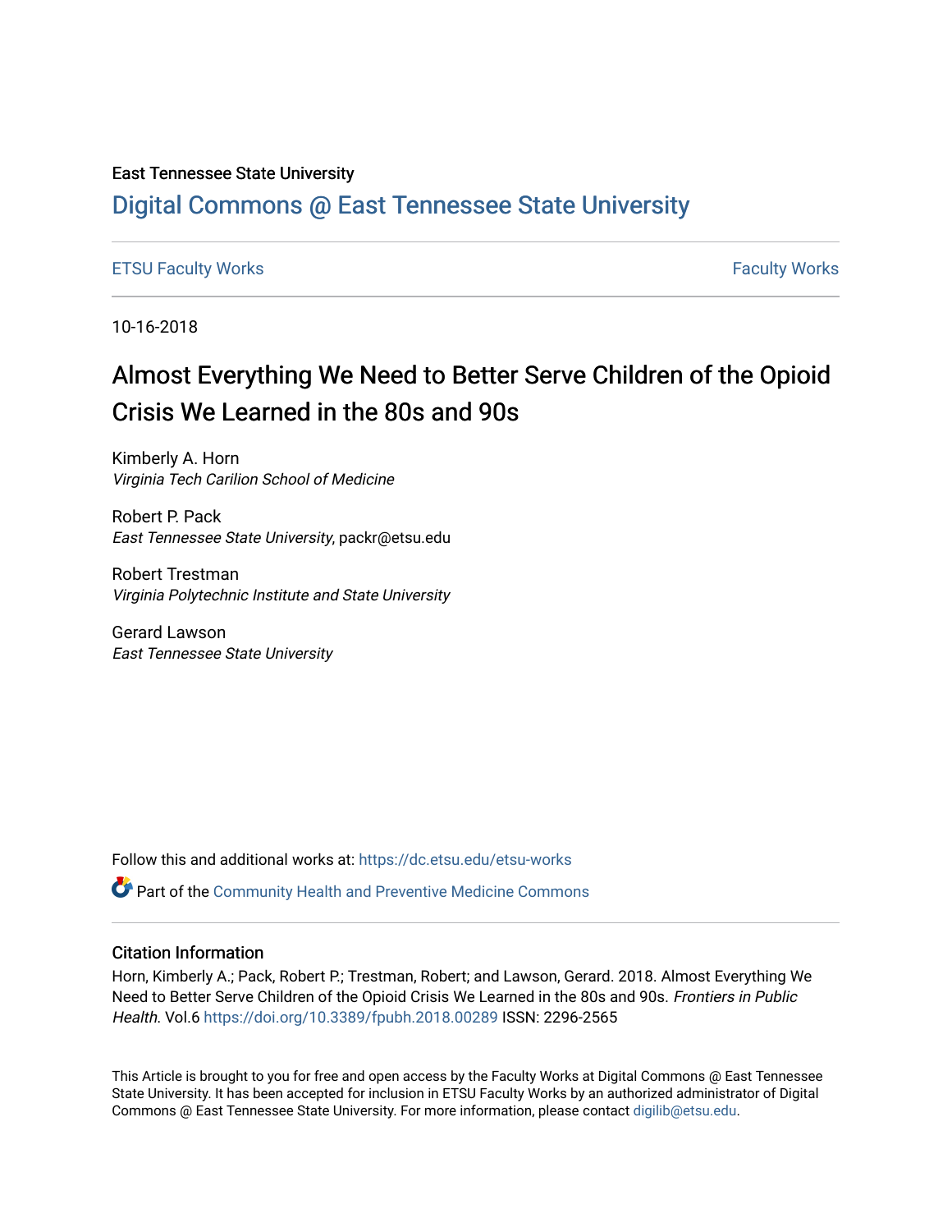East Tennessee State University

# Digital Commons @ East Tennessee State University

ETSU Faculty Works | Faculty Works

10-16-2018

## Almost Everything We Need to Better Serve Children of the Opioid Crisis We Learned in the 80s and 90s

Kimberly A. Horn
*Virginia Tech Carilion School of Medicine*

Robert P. Pack
*East Tennessee State University*, packr@etsu.edu

Robert Trestman
*Virginia Polytechnic Institute and State University*

Gerard Lawson
*East Tennessee State University*

Follow this and additional works at: https://dc.etsu.edu/etsu-works

Part of the Community Health and Preventive Medicine Commons

### Citation Information

Horn, Kimberly A.; Pack, Robert P.; Trestman, Robert; and Lawson, Gerard. 2018. Almost Everything We Need to Better Serve Children of the Opioid Crisis We Learned in the 80s and 90s. *Frontiers in Public Health.* Vol.6 https://doi.org/10.3389/fpubh.2018.00289 ISSN: 2296-2565

This Article is brought to you for free and open access by the Faculty Works at Digital Commons @ East Tennessee State University. It has been accepted for inclusion in ETSU Faculty Works by an authorized administrator of Digital Commons @ East Tennessee State University. For more information, please contact digilib@etsu.edu.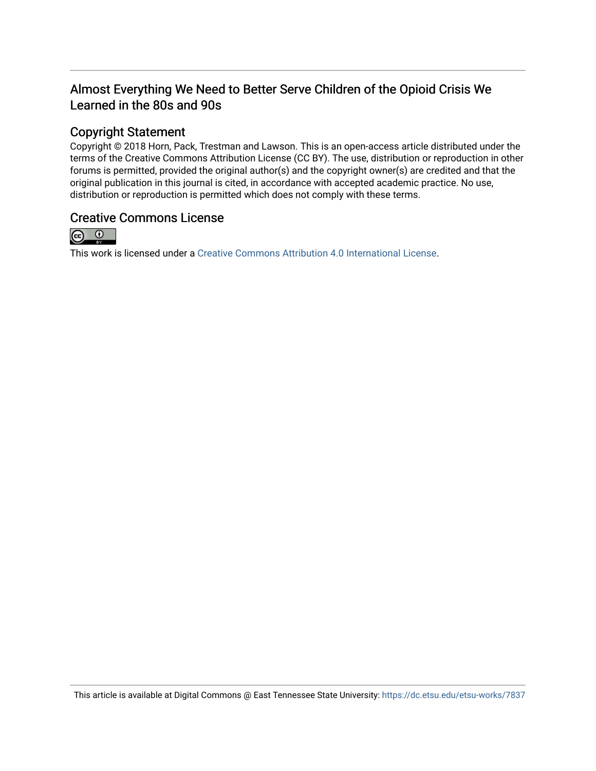Almost Everything We Need to Better Serve Children of the Opioid Crisis We Learned in the 80s and 90s

## Copyright Statement

Copyright © 2018 Horn, Pack, Trestman and Lawson. This is an open-access article distributed under the terms of the Creative Commons Attribution License (CC BY). The use, distribution or reproduction in other forums is permitted, provided the original author(s) and the copyright owner(s) are credited and that the original publication in this journal is cited, in accordance with accepted academic practice. No use, distribution or reproduction is permitted which does not comply with these terms.

## Creative Commons License

This work is licensed under a Creative Commons Attribution 4.0 International License.

This article is available at Digital Commons @ East Tennessee State University: https://dc.etsu.edu/etsu-works/7837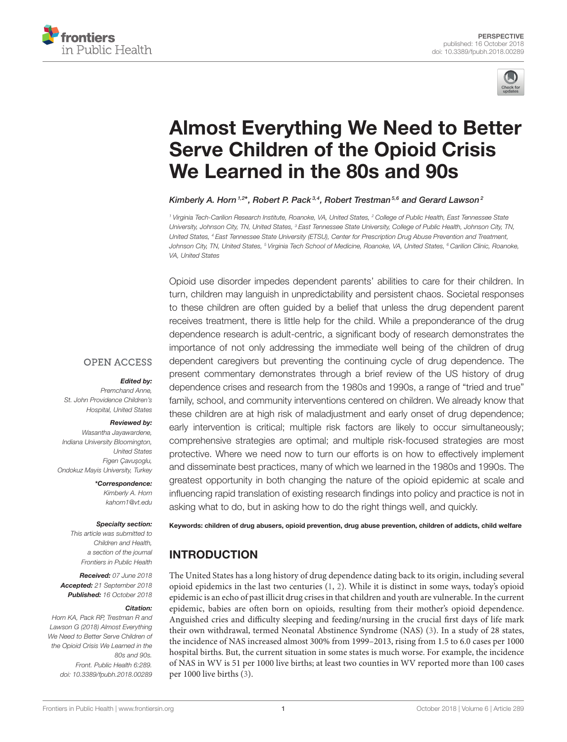# Almost Everything We Need to Better Serve Children of the Opioid Crisis We Learned in the 80s and 90s

*Kimberly A. Horn[1,2]*, Robert P. Pack[3,4], Robert Trestman[5,6] and Gerard Lawson[2]*

[1] Virginia Tech-Carilion Research Institute, Roanoke, VA, United States, [2] College of Public Health, East Tennessee State University, Johnson City, TN, United States, [3] East Tennessee State University, College of Public Health, Johnson City, TN, United States, [4] East Tennessee State University (ETSU), Center for Prescription Drug Abuse Prevention and Treatment, Johnson City, TN, United States, [5] Virginia Tech School of Medicine, Roanoke, VA, United States, [6] Carilion Clinic, Roanoke, VA, United States

Opioid use disorder impedes dependent parents' abilities to care for their children. In turn, children may languish in unpredictability and persistent chaos. Societal responses to these children are often guided by a belief that unless the drug dependent parent receives treatment, there is little help for the child. While a preponderance of the drug dependence research is adult-centric, a significant body of research demonstrates the importance of not only addressing the immediate well being of the children of drug dependent caregivers but preventing the continuing cycle of drug dependence. The present commentary demonstrates through a brief review of the US history of drug dependence crises and research from the 1980s and 1990s, a range of "tried and true" family, school, and community interventions centered on children. We already know that these children are at high risk of maladjustment and early onset of drug dependence; early intervention is critical; multiple risk factors are likely to occur simultaneously; comprehensive strategies are optimal; and multiple risk-focused strategies are most protective. Where we need now to turn our efforts is on how to effectively implement and disseminate best practices, many of which we learned in the 1980s and 1990s. The greatest opportunity in both changing the nature of the opioid epidemic at scale and influencing rapid translation of existing research findings into policy and practice is not in asking what to do, but in asking how to do the right things well, and quickly.

**Keywords: children of drug abusers, opioid prevention, drug abuse prevention, children of addicts, child welfare**

OPEN ACCESS

***Edited by:***
*Premchand Anne,*
*St. John Providence Children's Hospital, United States*

***Reviewed by:***
*Wasantha Jayawardene,*
*Indiana University Bloomington, United States*
*Figen Çavuşoglu,*
*Ondokuz Mayis University, Turkey*

***\*Correspondence:***
*Kimberly A. Horn*
*kahorn1@vt.edu*

***Specialty section:***
*This article was submitted to Children and Health, a section of the journal Frontiers in Public Health*

***Received:*** *07 June 2018*
***Accepted:*** *21 September 2018*
***Published:*** *16 October 2018*

***Citation:***
*Horn KA, Pack RP, Trestman R and Lawson G (2018) Almost Everything We Need to Better Serve Children of the Opioid Crisis We Learned in the 80s and 90s. Front. Public Health 6:289. doi: 10.3389/fpubh.2018.00289*

## INTRODUCTION

The United States has a long history of drug dependence dating back to its origin, including several opioid epidemics in the last two centuries (1, 2). While it is distinct in some ways, today's opioid epidemic is an echo of past illicit drug crises in that children and youth are vulnerable. In the current epidemic, babies are often born on opioids, resulting from their mother's opioid dependence. Anguished cries and difficulty sleeping and feeding/nursing in the crucial first days of life mark their own withdrawal, termed Neonatal Abstinence Syndrome (NAS) (3). In a study of 28 states, the incidence of NAS increased almost 300% from 1999–2013, rising from 1.5 to 6.0 cases per 1000 hospital births. But, the current situation in some states is much worse. For example, the incidence of NAS in WV is 51 per 1000 live births; at least two counties in WV reported more than 100 cases per 1000 live births (3).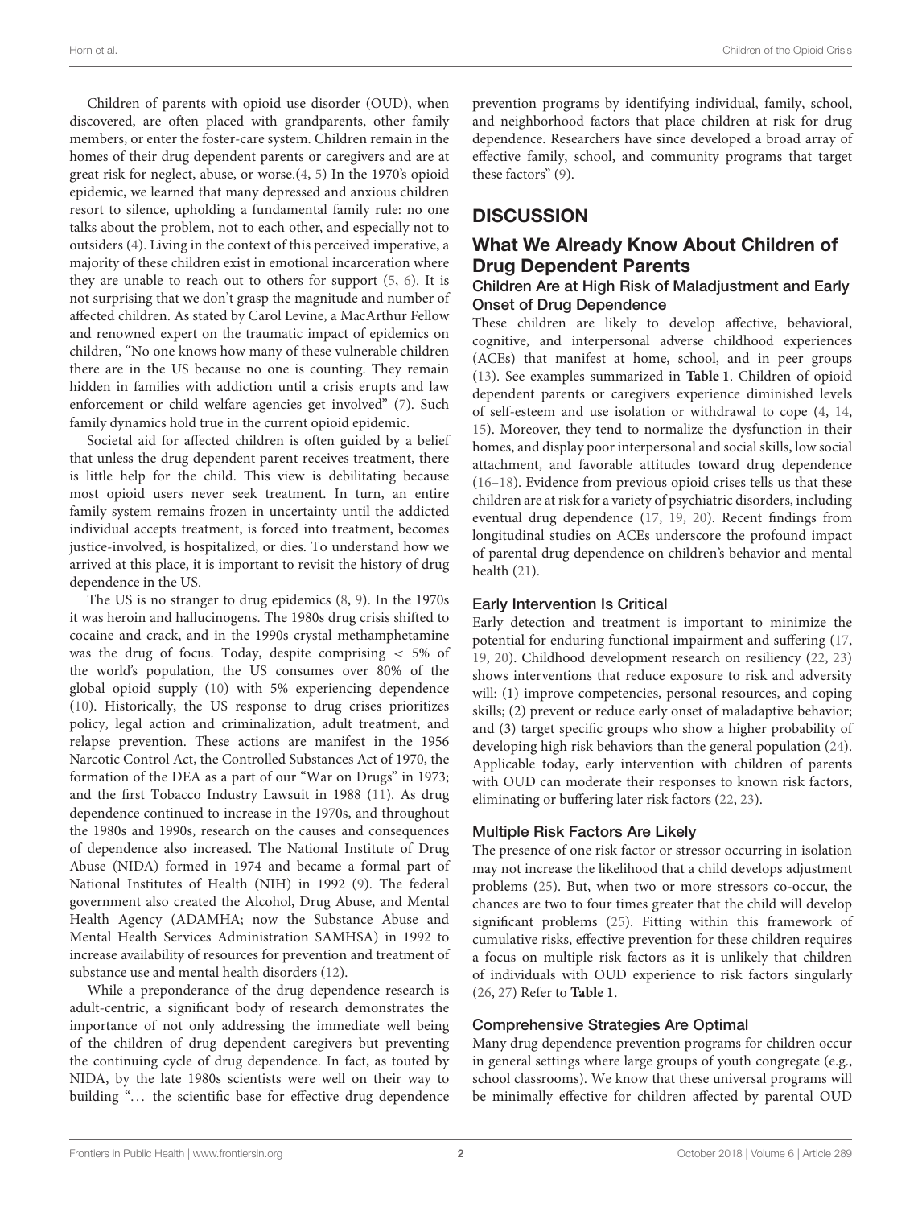Children of parents with opioid use disorder (OUD), when discovered, are often placed with grandparents, other family members, or enter the foster-care system. Children remain in the homes of their drug dependent parents or caregivers and are at great risk for neglect, abuse, or worse.(4, 5) In the 1970's opioid epidemic, we learned that many depressed and anxious children resort to silence, upholding a fundamental family rule: no one talks about the problem, not to each other, and especially not to outsiders (4). Living in the context of this perceived imperative, a majority of these children exist in emotional incarceration where they are unable to reach out to others for support (5, 6). It is not surprising that we don't grasp the magnitude and number of affected children. As stated by Carol Levine, a MacArthur Fellow and renowned expert on the traumatic impact of epidemics on children, "No one knows how many of these vulnerable children there are in the US because no one is counting. They remain hidden in families with addiction until a crisis erupts and law enforcement or child welfare agencies get involved" (7). Such family dynamics hold true in the current opioid epidemic.

Societal aid for affected children is often guided by a belief that unless the drug dependent parent receives treatment, there is little help for the child. This view is debilitating because most opioid users never seek treatment. In turn, an entire family system remains frozen in uncertainty until the addicted individual accepts treatment, is forced into treatment, becomes justice-involved, is hospitalized, or dies. To understand how we arrived at this place, it is important to revisit the history of drug dependence in the US.

The US is no stranger to drug epidemics (8, 9). In the 1970s it was heroin and hallucinogens. The 1980s drug crisis shifted to cocaine and crack, and in the 1990s crystal methamphetamine was the drug of focus. Today, despite comprising < 5% of the world's population, the US consumes over 80% of the global opioid supply (10) with 5% experiencing dependence (10). Historically, the US response to drug crises prioritizes policy, legal action and criminalization, adult treatment, and relapse prevention. These actions are manifest in the 1956 Narcotic Control Act, the Controlled Substances Act of 1970, the formation of the DEA as a part of our "War on Drugs" in 1973; and the first Tobacco Industry Lawsuit in 1988 (11). As drug dependence continued to increase in the 1970s, and throughout the 1980s and 1990s, research on the causes and consequences of dependence also increased. The National Institute of Drug Abuse (NIDA) formed in 1974 and became a formal part of National Institutes of Health (NIH) in 1992 (9). The federal government also created the Alcohol, Drug Abuse, and Mental Health Agency (ADAMHA; now the Substance Abuse and Mental Health Services Administration SAMHSA) in 1992 to increase availability of resources for prevention and treatment of substance use and mental health disorders (12).

While a preponderance of the drug dependence research is adult-centric, a significant body of research demonstrates the importance of not only addressing the immediate well being of the children of drug dependent caregivers but preventing the continuing cycle of drug dependence. In fact, as touted by NIDA, by the late 1980s scientists were well on their way to building "… the scientific base for effective drug dependence prevention programs by identifying individual, family, school, and neighborhood factors that place children at risk for drug dependence. Researchers have since developed a broad array of effective family, school, and community programs that target these factors" (9).

# DISCUSSION

## What We Already Know About Children of Drug Dependent Parents

### Children Are at High Risk of Maladjustment and Early Onset of Drug Dependence

These children are likely to develop affective, behavioral, cognitive, and interpersonal adverse childhood experiences (ACEs) that manifest at home, school, and in peer groups (13). See examples summarized in **Table 1**. Children of opioid dependent parents or caregivers experience diminished levels of self-esteem and use isolation or withdrawal to cope (4, 14, 15). Moreover, they tend to normalize the dysfunction in their homes, and display poor interpersonal and social skills, low social attachment, and favorable attitudes toward drug dependence (16–18). Evidence from previous opioid crises tells us that these children are at risk for a variety of psychiatric disorders, including eventual drug dependence (17, 19, 20). Recent findings from longitudinal studies on ACEs underscore the profound impact of parental drug dependence on children's behavior and mental health (21).

### Early Intervention Is Critical

Early detection and treatment is important to minimize the potential for enduring functional impairment and suffering (17, 19, 20). Childhood development research on resiliency (22, 23) shows interventions that reduce exposure to risk and adversity will: (1) improve competencies, personal resources, and coping skills; (2) prevent or reduce early onset of maladaptive behavior; and (3) target specific groups who show a higher probability of developing high risk behaviors than the general population (24). Applicable today, early intervention with children of parents with OUD can moderate their responses to known risk factors, eliminating or buffering later risk factors (22, 23).

### Multiple Risk Factors Are Likely

The presence of one risk factor or stressor occurring in isolation may not increase the likelihood that a child develops adjustment problems (25). But, when two or more stressors co-occur, the chances are two to four times greater that the child will develop significant problems (25). Fitting within this framework of cumulative risks, effective prevention for these children requires a focus on multiple risk factors as it is unlikely that children of individuals with OUD experience to risk factors singularly (26, 27) Refer to **Table 1**.

### Comprehensive Strategies Are Optimal

Many drug dependence prevention programs for children occur in general settings where large groups of youth congregate (e.g., school classrooms). We know that these universal programs will be minimally effective for children affected by parental OUD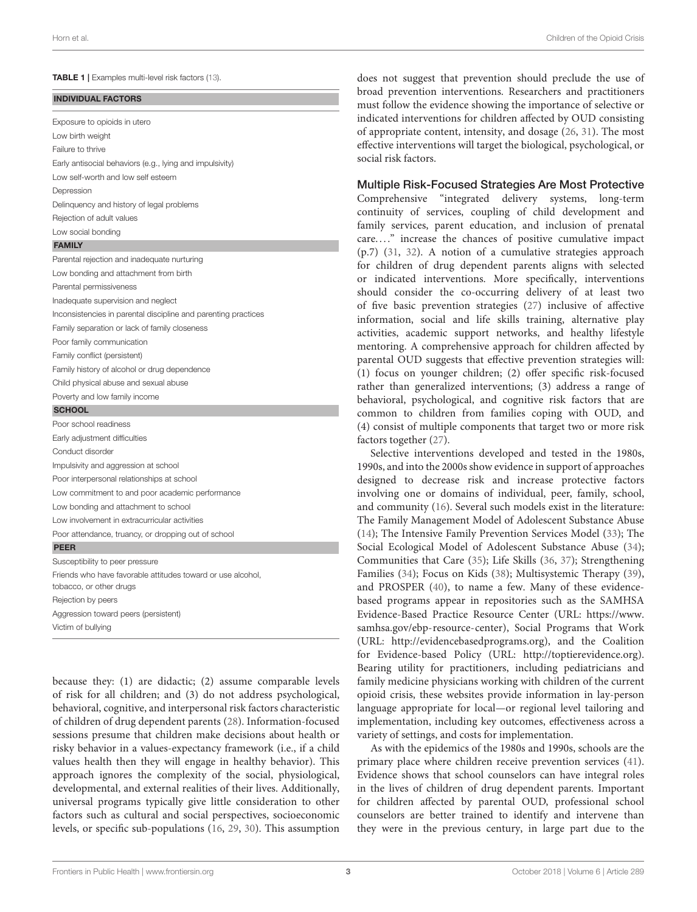**TABLE 1** | Examples multi-level risk factors (13).

| INDIVIDUAL FACTORS |
|---|
| Exposure to opioids in utero |
| Low birth weight |
| Failure to thrive |
| Early antisocial behaviors (e.g., lying and impulsivity) |
| Low self-worth and low self esteem |
| Depression |
| Delinquency and history of legal problems |
| Rejection of adult values |
| Low social bonding |
| **FAMILY** |
| Parental rejection and inadequate nurturing |
| Low bonding and attachment from birth |
| Parental permissiveness |
| Inadequate supervision and neglect |
| Inconsistencies in parental discipline and parenting practices |
| Family separation or lack of family closeness |
| Poor family communication |
| Family conflict (persistent) |
| Family history of alcohol or drug dependence |
| Child physical abuse and sexual abuse |
| Poverty and low family income |
| **SCHOOL** |
| Poor school readiness |
| Early adjustment difficulties |
| Conduct disorder |
| Impulsivity and aggression at school |
| Poor interpersonal relationships at school |
| Low commitment to and poor academic performance |
| Low bonding and attachment to school |
| Low involvement in extracurricular activities |
| Poor attendance, truancy, or dropping out of school |
| **PEER** |
| Susceptibility to peer pressure |
| Friends who have favorable attitudes toward or use alcohol, tobacco, or other drugs |
| Rejection by peers |
| Aggression toward peers (persistent) |
| Victim of bullying |

because they: (1) are didactic; (2) assume comparable levels of risk for all children; and (3) do not address psychological, behavioral, cognitive, and interpersonal risk factors characteristic of children of drug dependent parents (28). Information-focused sessions presume that children make decisions about health or risky behavior in a values-expectancy framework (i.e., if a child values health then they will engage in healthy behavior). This approach ignores the complexity of the social, physiological, developmental, and external realities of their lives. Additionally, universal programs typically give little consideration to other factors such as cultural and social perspectives, socioeconomic levels, or specific sub-populations (16, 29, 30). This assumption does not suggest that prevention should preclude the use of broad prevention interventions. Researchers and practitioners must follow the evidence showing the importance of selective or indicated interventions for children affected by OUD consisting of appropriate content, intensity, and dosage (26, 31). The most effective interventions will target the biological, psychological, or social risk factors.

### Multiple Risk-Focused Strategies Are Most Protective

Comprehensive "integrated delivery systems, long-term continuity of services, coupling of child development and family services, parent education, and inclusion of prenatal care…." increase the chances of positive cumulative impact (p.7) (31, 32). A notion of a cumulative strategies approach for children of drug dependent parents aligns with selected or indicated interventions. More specifically, interventions should consider the co-occurring delivery of at least two of five basic prevention strategies (27) inclusive of affective information, social and life skills training, alternative play activities, academic support networks, and healthy lifestyle mentoring. A comprehensive approach for children affected by parental OUD suggests that effective prevention strategies will: (1) focus on younger children; (2) offer specific risk-focused rather than generalized interventions; (3) address a range of behavioral, psychological, and cognitive risk factors that are common to children from families coping with OUD, and (4) consist of multiple components that target two or more risk factors together (27).

Selective interventions developed and tested in the 1980s, 1990s, and into the 2000s show evidence in support of approaches designed to decrease risk and increase protective factors involving one or domains of individual, peer, family, school, and community (16). Several such models exist in the literature: The Family Management Model of Adolescent Substance Abuse (14); The Intensive Family Prevention Services Model (33); The Social Ecological Model of Adolescent Substance Abuse (34); Communities that Care (35); Life Skills (36, 37); Strengthening Families (34); Focus on Kids (38); Multisystemic Therapy (39), and PROSPER (40), to name a few. Many of these evidence-based programs appear in repositories such as the SAMHSA Evidence-Based Practice Resource Center (URL: https://www.samhsa.gov/ebp-resource-center), Social Programs that Work (URL: http://evidencebasedprograms.org), and the Coalition for Evidence-based Policy (URL: http://toptierevidence.org). Bearing utility for practitioners, including pediatricians and family medicine physicians working with children of the current opioid crisis, these websites provide information in lay-person language appropriate for local—or regional level tailoring and implementation, including key outcomes, effectiveness across a variety of settings, and costs for implementation.

As with the epidemics of the 1980s and 1990s, schools are the primary place where children receive prevention services (41). Evidence shows that school counselors can have integral roles in the lives of children of drug dependent parents. Important for children affected by parental OUD, professional school counselors are better trained to identify and intervene than they were in the previous century, in large part due to the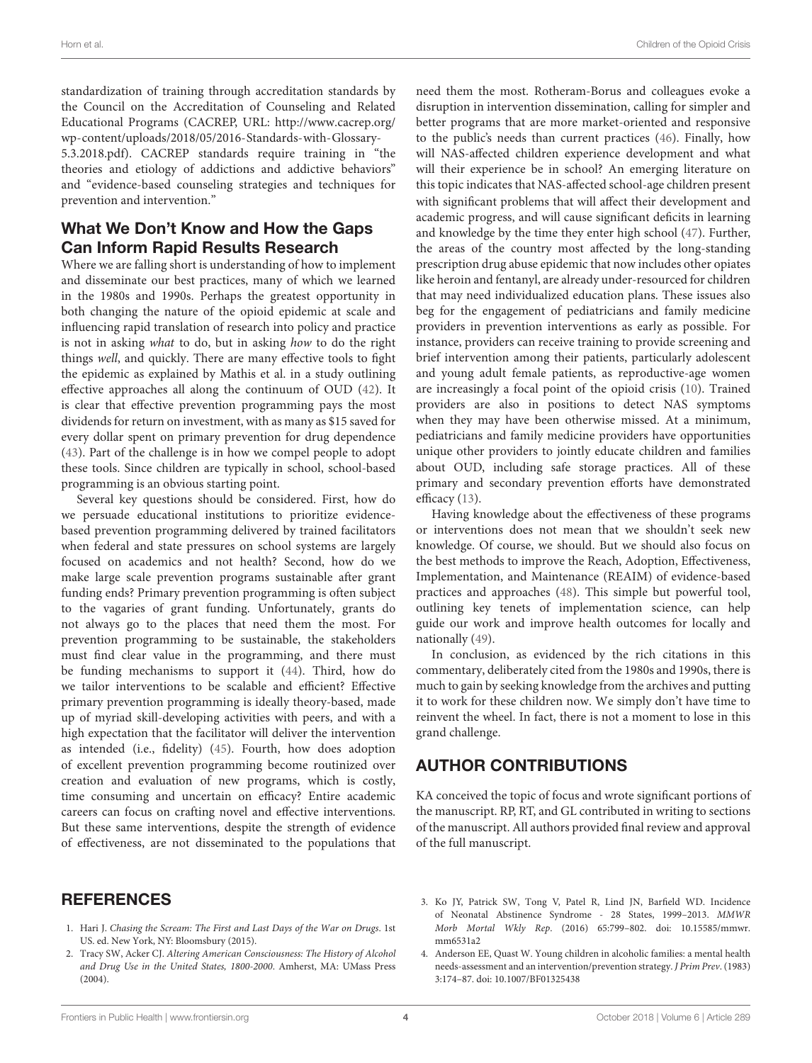standardization of training through accreditation standards by the Council on the Accreditation of Counseling and Related Educational Programs (CACREP, URL: http://www.cacrep.org/wp-content/uploads/2018/05/2016-Standards-with-Glossary-5.3.2018.pdf). CACREP standards require training in "the theories and etiology of addictions and addictive behaviors" and "evidence-based counseling strategies and techniques for prevention and intervention."

## What We Don't Know and How the Gaps Can Inform Rapid Results Research

Where we are falling short is understanding of how to implement and disseminate our best practices, many of which we learned in the 1980s and 1990s. Perhaps the greatest opportunity in both changing the nature of the opioid epidemic at scale and influencing rapid translation of research into policy and practice is not in asking *what* to do, but in asking *how* to do the right things *well*, and quickly. There are many effective tools to fight the epidemic as explained by Mathis et al. in a study outlining effective approaches all along the continuum of OUD (42). It is clear that effective prevention programming pays the most dividends for return on investment, with as many as $15 saved for every dollar spent on primary prevention for drug dependence (43). Part of the challenge is in how we compel people to adopt these tools. Since children are typically in school, school-based programming is an obvious starting point.

Several key questions should be considered. First, how do we persuade educational institutions to prioritize evidence-based prevention programming delivered by trained facilitators when federal and state pressures on school systems are largely focused on academics and not health? Second, how do we make large scale prevention programs sustainable after grant funding ends? Primary prevention programming is often subject to the vagaries of grant funding. Unfortunately, grants do not always go to the places that need them the most. For prevention programming to be sustainable, the stakeholders must find clear value in the programming, and there must be funding mechanisms to support it (44). Third, how do we tailor interventions to be scalable and efficient? Effective primary prevention programming is ideally theory-based, made up of myriad skill-developing activities with peers, and with a high expectation that the facilitator will deliver the intervention as intended (i.e., fidelity) (45). Fourth, how does adoption of excellent prevention programming become routinized over creation and evaluation of new programs, which is costly, time consuming and uncertain on efficacy? Entire academic careers can focus on crafting novel and effective interventions. But these same interventions, despite the strength of evidence of effectiveness, are not disseminated to the populations that need them the most. Rotheram-Borus and colleagues evoke a disruption in intervention dissemination, calling for simpler and better programs that are more market-oriented and responsive to the public's needs than current practices (46). Finally, how will NAS-affected children experience development and what will their experience be in school? An emerging literature on this topic indicates that NAS-affected school-age children present with significant problems that will affect their development and academic progress, and will cause significant deficits in learning and knowledge by the time they enter high school (47). Further, the areas of the country most affected by the long-standing prescription drug abuse epidemic that now includes other opiates like heroin and fentanyl, are already under-resourced for children that may need individualized education plans. These issues also beg for the engagement of pediatricians and family medicine providers in prevention interventions as early as possible. For instance, providers can receive training to provide screening and brief intervention among their patients, particularly adolescent and young adult female patients, as reproductive-age women are increasingly a focal point of the opioid crisis (10). Trained providers are also in positions to detect NAS symptoms when they may have been otherwise missed. At a minimum, pediatricians and family medicine providers have opportunities unique other providers to jointly educate children and families about OUD, including safe storage practices. All of these primary and secondary prevention efforts have demonstrated efficacy (13).

Having knowledge about the effectiveness of these programs or interventions does not mean that we shouldn't seek new knowledge. Of course, we should. But we should also focus on the best methods to improve the Reach, Adoption, Effectiveness, Implementation, and Maintenance (REAIM) of evidence-based practices and approaches (48). This simple but powerful tool, outlining key tenets of implementation science, can help guide our work and improve health outcomes for locally and nationally (49).

In conclusion, as evidenced by the rich citations in this commentary, deliberately cited from the 1980s and 1990s, there is much to gain by seeking knowledge from the archives and putting it to work for these children now. We simply don't have time to reinvent the wheel. In fact, there is not a moment to lose in this grand challenge.

## AUTHOR CONTRIBUTIONS

KA conceived the topic of focus and wrote significant portions of the manuscript. RP, RT, and GL contributed in writing to sections of the manuscript. All authors provided final review and approval of the full manuscript.

## REFERENCES

1. Hari J. *Chasing the Scream: The First and Last Days of the War on Drugs*. 1st US. ed. New York, NY: Bloomsbury (2015).
2. Tracy SW, Acker CJ. *Altering American Consciousness: The History of Alcohol and Drug Use in the United States, 1800-2000*. Amherst, MA: UMass Press (2004).
3. Ko JY, Patrick SW, Tong V, Patel R, Lind JN, Barfield WD. Incidence of Neonatal Abstinence Syndrome - 28 States, 1999–2013. *MMWR Morb Mortal Wkly Rep*. (2016) 65:799–802. doi: 10.15585/mmwr.mm6531a2
4. Anderson EE, Quast W. Young children in alcoholic families: a mental health needs-assessment and an intervention/prevention strategy. *J Prim Prev*. (1983) 3:174–87. doi: 10.1007/BF01325438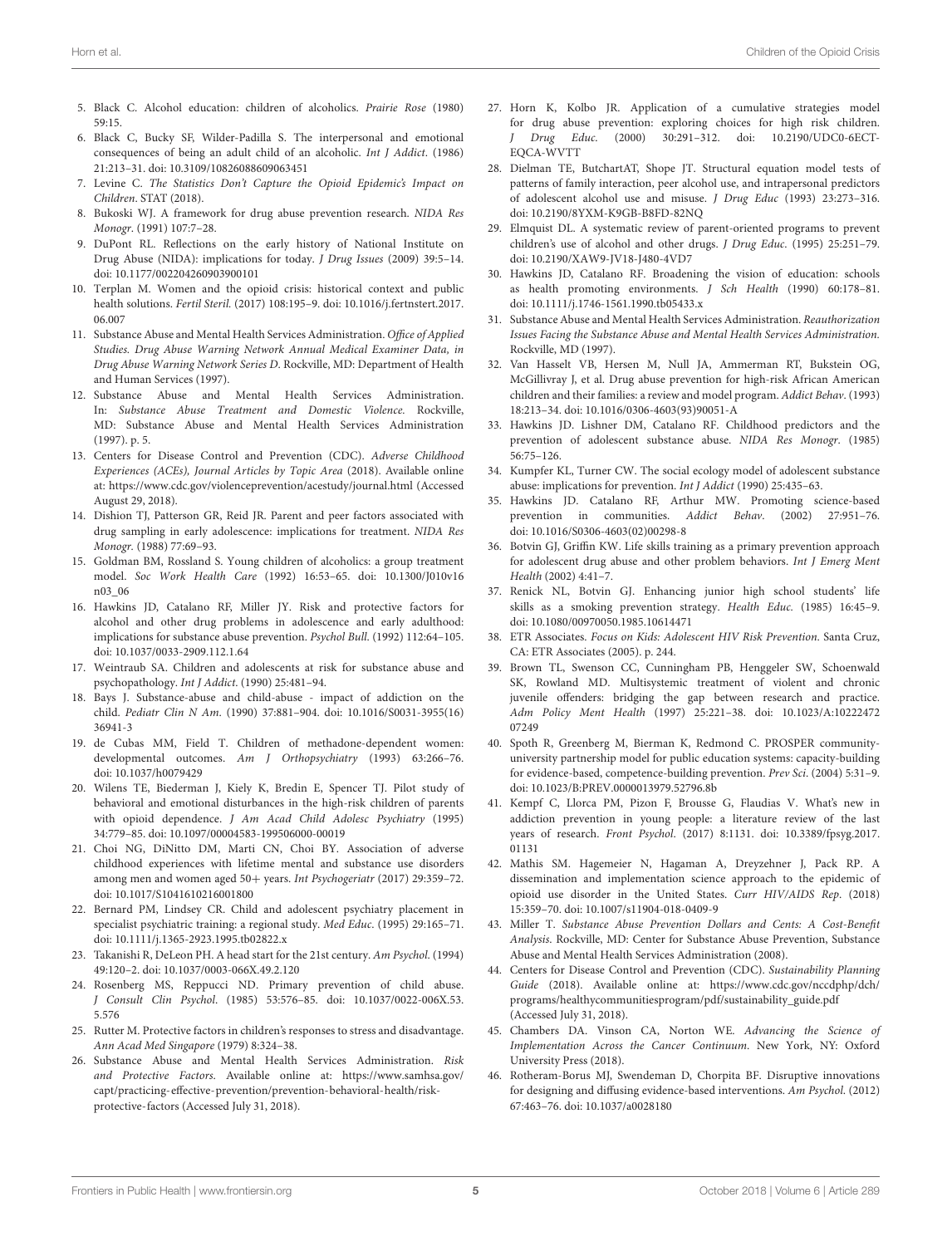5. Black C. Alcohol education: children of alcoholics. *Prairie Rose* (1980) 59:15.
6. Black C, Bucky SF, Wilder-Padilla S. The interpersonal and emotional consequences of being an adult child of an alcoholic. *Int J Addict*. (1986) 21:213–31. doi: 10.3109/10826088609063451
7. Levine C. *The Statistics Don't Capture the Opioid Epidemic's Impact on Children*. STAT (2018).
8. Bukoski WJ. A framework for drug abuse prevention research. *NIDA Res Monogr*. (1991) 107:7–28.
9. DuPont RL. Reflections on the early history of National Institute on Drug Abuse (NIDA): implications for today. *J Drug Issues* (2009) 39:5–14. doi: 10.1177/002204260903900101
10. Terplan M. Women and the opioid crisis: historical context and public health solutions. *Fertil Steril*. (2017) 108:195–9. doi: 10.1016/j.fertnstert.2017.06.007
11. Substance Abuse and Mental Health Services Administration. *Office of Applied Studies. Drug Abuse Warning Network Annual Medical Examiner Data, in Drug Abuse Warning Network Series D*. Rockville, MD: Department of Health and Human Services (1997).
12. Substance Abuse and Mental Health Services Administration. In: *Substance Abuse Treatment and Domestic Violence*. Rockville, MD: Substance Abuse and Mental Health Services Administration (1997). p. 5.
13. Centers for Disease Control and Prevention (CDC). *Adverse Childhood Experiences (ACEs), Journal Articles by Topic Area* (2018). Available online at: https://www.cdc.gov/violenceprevention/acestudy/journal.html (Accessed August 29, 2018).
14. Dishion TJ, Patterson GR, Reid JR. Parent and peer factors associated with drug sampling in early adolescence: implications for treatment. *NIDA Res Monogr*. (1988) 77:69–93.
15. Goldman BM, Rossland S. Young children of alcoholics: a group treatment model. *Soc Work Health Care* (1992) 16:53–65. doi: 10.1300/J010v16n03_06
16. Hawkins JD, Catalano RF, Miller JY. Risk and protective factors for alcohol and other drug problems in adolescence and early adulthood: implications for substance abuse prevention. *Psychol Bull*. (1992) 112:64–105. doi: 10.1037/0033-2909.112.1.64
17. Weintraub SA. Children and adolescents at risk for substance abuse and psychopathology. *Int J Addict*. (1990) 25:481–94.
18. Bays J. Substance-abuse and child-abuse - impact of addiction on the child. *Pediatr Clin N Am*. (1990) 37:881–904. doi: 10.1016/S0031-3955(16)36941-3
19. de Cubas MM, Field T. Children of methadone-dependent women: developmental outcomes. *Am J Orthopsychiatry* (1993) 63:266–76. doi: 10.1037/h0079429
20. Wilens TE, Biederman J, Kiely K, Bredin E, Spencer TJ. Pilot study of behavioral and emotional disturbances in the high-risk children of parents with opioid dependence. *J Am Acad Child Adolesc Psychiatry* (1995) 34:779–85. doi: 10.1097/00004583-199506000-00019
21. Choi NG, DiNitto DM, Marti CN, Choi BY. Association of adverse childhood experiences with lifetime mental and substance use disorders among men and women aged 50+ years. *Int Psychogeriatr* (2017) 29:359–72. doi: 10.1017/S1041610216001800
22. Bernard PM, Lindsey CR. Child and adolescent psychiatry placement in specialist psychiatric training: a regional study. *Med Educ*. (1995) 29:165–71. doi: 10.1111/j.1365-2923.1995.tb02822.x
23. Takanishi R, DeLeon PH. A head start for the 21st century. *Am Psychol*. (1994) 49:120–2. doi: 10.1037/0003-066X.49.2.120
24. Rosenberg MS, Reppucci ND. Primary prevention of child abuse. *J Consult Clin Psychol*. (1985) 53:576–85. doi: 10.1037/0022-006X.53.5.576
25. Rutter M. Protective factors in children's responses to stress and disadvantage. *Ann Acad Med Singapore* (1979) 8:324–38.
26. Substance Abuse and Mental Health Services Administration. *Risk and Protective Factors*. Available online at: https://www.samhsa.gov/capt/practicing-effective-prevention/prevention-behavioral-health/risk-protective-factors (Accessed July 31, 2018).
27. Horn K, Kolbo JR. Application of a cumulative strategies model for drug abuse prevention: exploring choices for high risk children. *J Drug Educ*. (2000) 30:291–312. doi: 10.2190/UDC0-6ECT-EQCA-WVTT
28. Dielman TE, Butchart AT, Shope JT. Structural equation model tests of patterns of family interaction, peer alcohol use, and intrapersonal predictors of adolescent alcohol use and misuse. *J Drug Educ* (1993) 23:273–316. doi: 10.2190/8YXM-K9GB-B8FD-82NQ
29. Elmquist DL. A systematic review of parent-oriented programs to prevent children's use of alcohol and other drugs. *J Drug Educ*. (1995) 25:251–79. doi: 10.2190/XAW9-JV18-J480-4VD7
30. Hawkins JD, Catalano RF. Broadening the vision of education: schools as health promoting environments. *J Sch Health* (1990) 60:178–81. doi: 10.1111/j.1746-1561.1990.tb05433.x
31. Substance Abuse and Mental Health Services Administration. *Reauthorization Issues Facing the Substance Abuse and Mental Health Services Administration*. Rockville, MD (1997).
32. Van Hasselt VB, Hersen M, Null JA, Ammerman RT, Bukstein OG, McGillivray J, et al. Drug abuse prevention for high-risk African American children and their families: a review and model program. *Addict Behav*. (1993) 18:213–34. doi: 10.1016/0306-4603(93)90051-A
33. Hawkins JD. Lishner DM, Catalano RF. Childhood predictors and the prevention of adolescent substance abuse. *NIDA Res Monogr*. (1985) 56:75–126.
34. Kumpfer KL, Turner CW. The social ecology model of adolescent substance abuse: implications for prevention. *Int J Addict* (1990) 25:435–63.
35. Hawkins JD. Catalano RF, Arthur MW. Promoting science-based prevention in communities. *Addict Behav*. (2002) 27:951–76. doi: 10.1016/S0306-4603(02)00298-8
36. Botvin GJ, Griffin KW. Life skills training as a primary prevention approach for adolescent drug abuse and other problem behaviors. *Int J Emerg Ment Health* (2002) 4:41–7.
37. Renick NL, Botvin GJ. Enhancing junior high school students' life skills as a smoking prevention strategy. *Health Educ*. (1985) 16:45–9. doi: 10.1080/00970050.1985.10614471
38. ETR Associates. *Focus on Kids: Adolescent HIV Risk Prevention*. Santa Cruz, CA: ETR Associates (2005). p. 244.
39. Brown TL, Swenson CC, Cunningham PB, Henggeler SW, Schoenwald SK, Rowland MD. Multisystemic treatment of violent and chronic juvenile offenders: bridging the gap between research and practice. *Adm Policy Ment Health* (1997) 25:221–38. doi: 10.1023/A:1022247207249
40. Spoth R, Greenberg M, Bierman K, Redmond C. PROSPER community-university partnership model for public education systems: capacity-building for evidence-based, competence-building prevention. *Prev Sci*. (2004) 5:31–9. doi: 10.1023/B:PREV.0000013979.52796.8b
41. Kempf C, Llorca PM, Pizon F, Brousse G, Flaudias V. What's new in addiction prevention in young people: a literature review of the last years of research. *Front Psychol*. (2017) 8:1131. doi: 10.3389/fpsyg.2017.01131
42. Mathis SM. Hagemeier N, Hagaman A, Dreyzehner J, Pack RP. A dissemination and implementation science approach to the epidemic of opioid use disorder in the United States. *Curr HIV/AIDS Rep*. (2018) 15:359–70. doi: 10.1007/s11904-018-0409-9
43. Miller T. *Substance Abuse Prevention Dollars and Cents: A Cost-Benefit Analysis*. Rockville, MD: Center for Substance Abuse Prevention, Substance Abuse and Mental Health Services Administration (2008).
44. Centers for Disease Control and Prevention (CDC). *Sustainability Planning Guide* (2018). Available online at: https://www.cdc.gov/nccdphp/dch/programs/healthycommunitiesprogram/pdf/sustainability_guide.pdf (Accessed July 31, 2018).
45. Chambers DA. Vinson CA, Norton WE. *Advancing the Science of Implementation Across the Cancer Continuum*. New York, NY: Oxford University Press (2018).
46. Rotheram-Borus MJ, Swendeman D, Chorpita BF. Disruptive innovations for designing and diffusing evidence-based interventions. *Am Psychol*. (2012) 67:463–76. doi: 10.1037/a0028180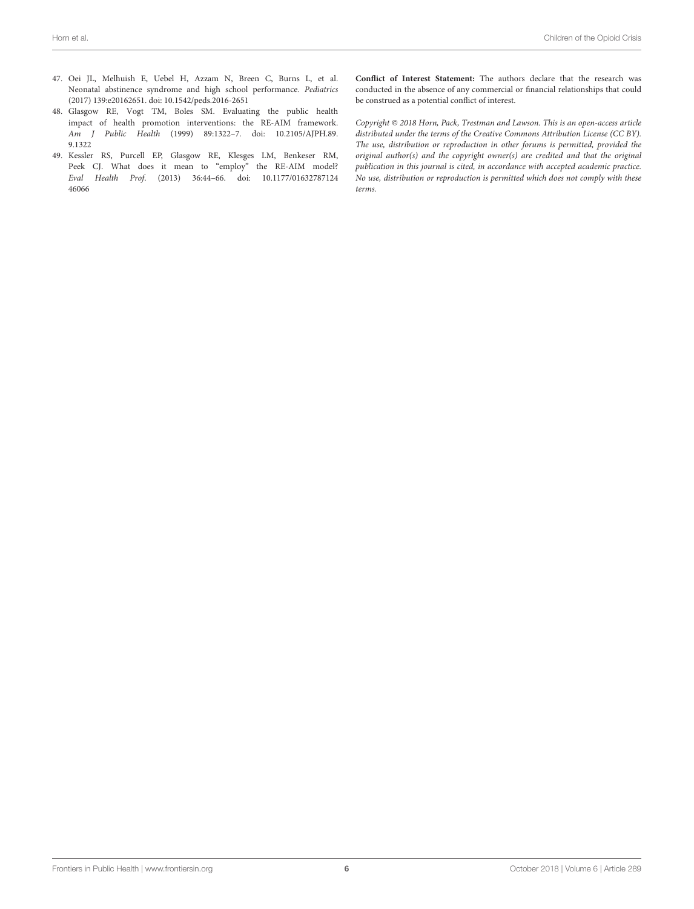47. Oei JL, Melhuish E, Uebel H, Azzam N, Breen C, Burns L, et al. Neonatal abstinence syndrome and high school performance. *Pediatrics* (2017) 139:e20162651. doi: 10.1542/peds.2016-2651
48. Glasgow RE, Vogt TM, Boles SM. Evaluating the public health impact of health promotion interventions: the RE-AIM framework. *Am J Public Health* (1999) 89:1322–7. doi: 10.2105/AJPH.89.9.1322
49. Kessler RS, Purcell EP, Glasgow RE, Klesges LM, Benkeser RM, Peek CJ. What does it mean to "employ" the RE-AIM model? *Eval Health Prof*. (2013) 36:44–66. doi: 10.1177/0163278712446066

**Conflict of Interest Statement:** The authors declare that the research was conducted in the absence of any commercial or financial relationships that could be construed as a potential conflict of interest.

*Copyright © 2018 Horn, Pack, Trestman and Lawson. This is an open-access article distributed under the terms of the Creative Commons Attribution License (CC BY). The use, distribution or reproduction in other forums is permitted, provided the original author(s) and the copyright owner(s) are credited and that the original publication in this journal is cited, in accordance with accepted academic practice. No use, distribution or reproduction is permitted which does not comply with these terms.*